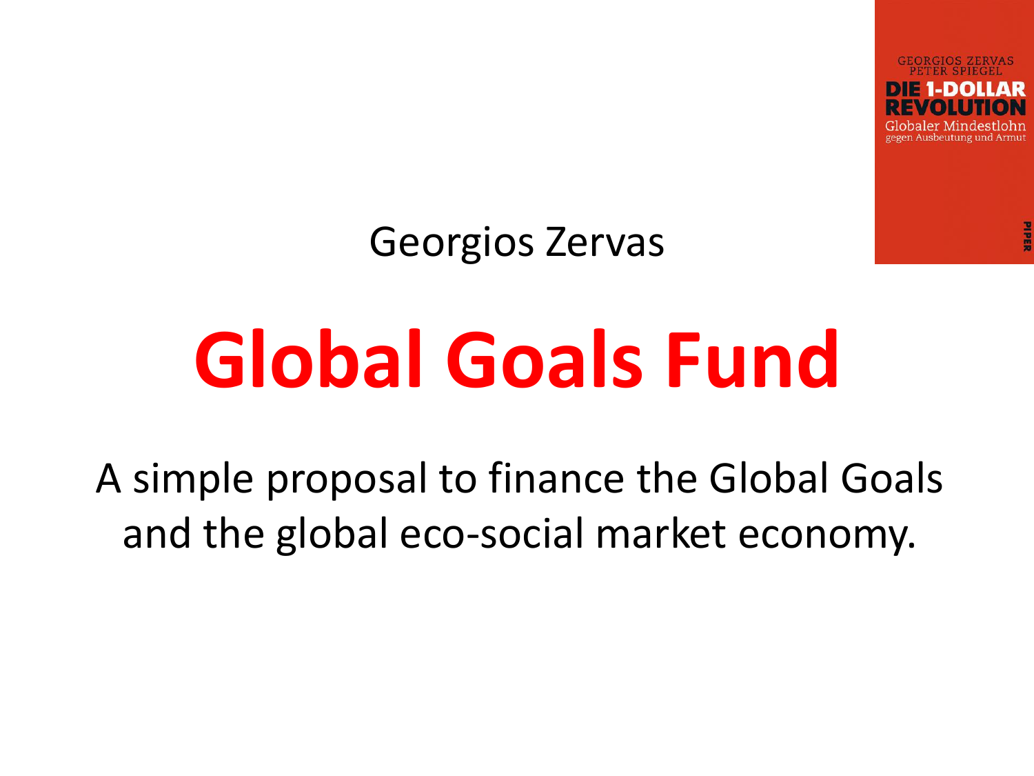GEORGIOS ZERVAS
PETER SPIEGEL
DIE 1-DOLLAR REVOLUTION
Globaler Mindestlohn gegen Ausbeutung und Armut
PIPER

Georgios Zervas

# Global Goals Fund

A simple proposal to finance the Global Goals and the global eco-social market economy.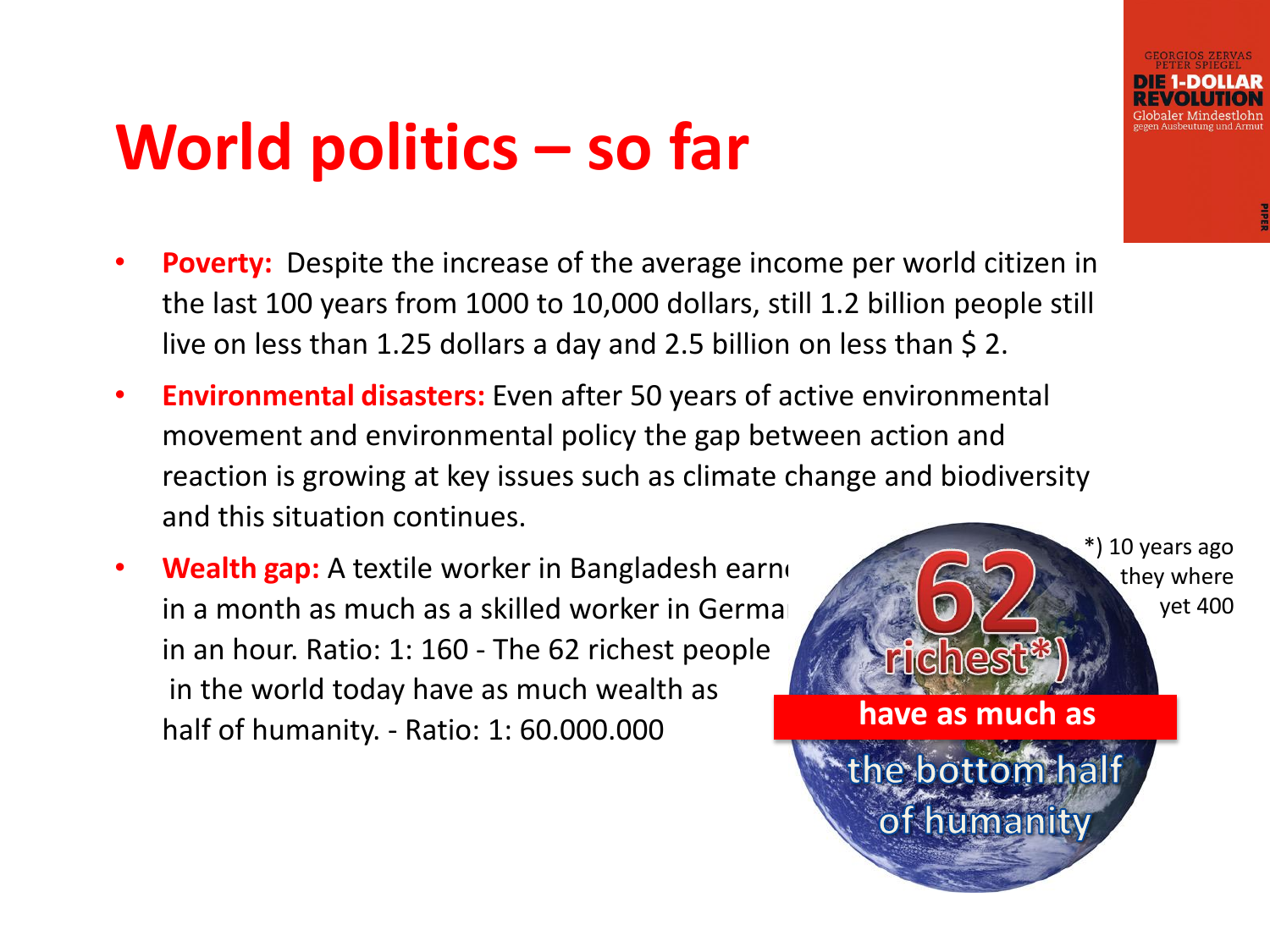# World politics – so far

- **Poverty:** Despite the increase of the average income per world citizen in the last 100 years from 1000 to 10,000 dollars, still 1.2 billion people still live on less than 1.25 dollars a day and 2.5 billion on less than $ 2.
- **Environmental disasters:** Even after 50 years of active environmental movement and environmental policy the gap between action and reaction is growing at key issues such as climate change and biodiversity and this situation continues.
- **Wealth gap:** A textile worker in Bangladesh earn in a month as much as a skilled worker in Germa in an hour. Ratio: 1: 160 - The 62 richest people in the world today have as much wealth as half of humanity. - Ratio: 1: 60.000.000

62 richest*) have as much as the bottom half of humanity

*) 10 years ago they where yet 400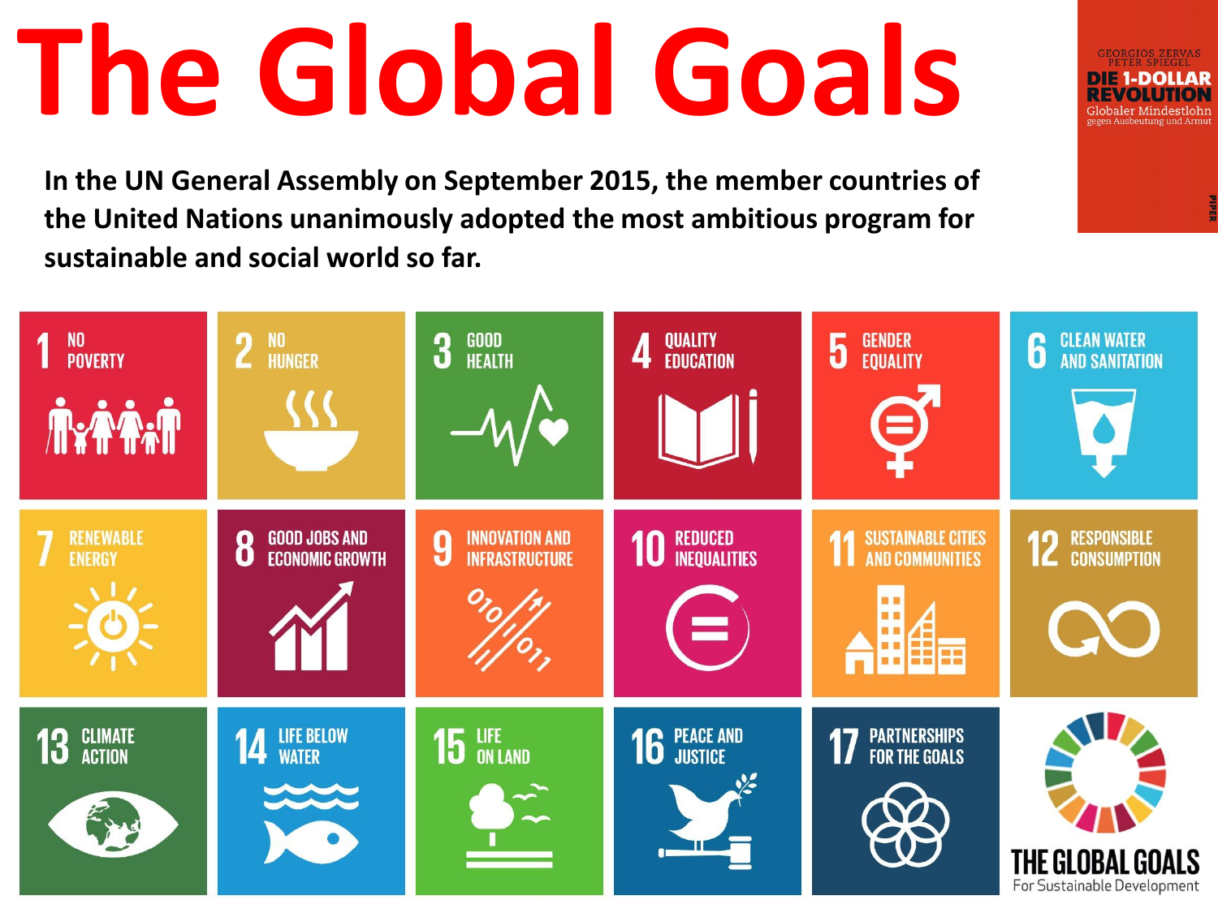# The Global Goals

GEORGIOS ZERVAS
PETER SPIEGEL
**DIE 1-DOLLAR REVOLUTION**
Globaler Mindestlohn
gegen Ausbeutung und Armut
PIPER

**In the UN General Assembly on September 2015, the member countries of the United Nations unanimously adopted the most ambitious program for sustainable and social world so far.**

1. NO POVERTY
2. NO HUNGER
3. GOOD HEALTH
4. QUALITY EDUCATION
5. GENDER EQUALITY
6. CLEAN WATER AND SANITATION
7. RENEWABLE ENERGY
8. GOOD JOBS AND ECONOMIC GROWTH
9. INNOVATION AND INFRASTRUCTURE
10. REDUCED INEQUALITIES
11. SUSTAINABLE CITIES AND COMMUNITIES
12. RESPONSIBLE CONSUMPTION
13. CLIMATE ACTION
14. LIFE BELOW WATER
15. LIFE ON LAND
16. PEACE AND JUSTICE
17. PARTNERSHIPS FOR THE GOALS

THE GLOBAL GOALS
For Sustainable Development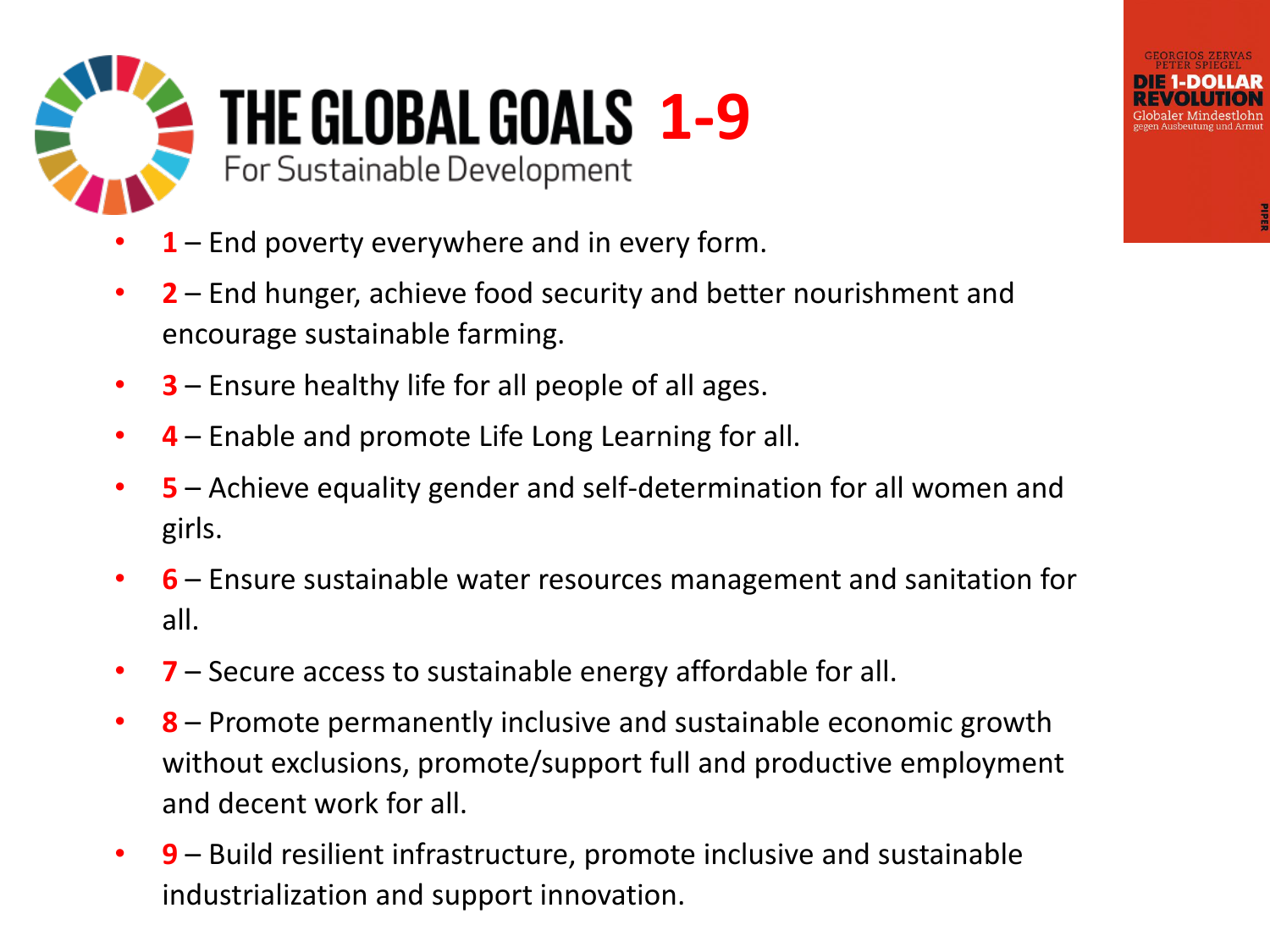# THE GLOBAL GOALS 1-9

For Sustainable Development

GEORGIOS ZERVAS
PETER SPIEGEL
DIE 1-DOLLAR REVOLUTION
Globaler Mindestlohn gegen Ausbeutung und Armut

- **1** – End poverty everywhere and in every form.
- **2** – End hunger, achieve food security and better nourishment and encourage sustainable farming.
- **3** – Ensure healthy life for all people of all ages.
- **4** – Enable and promote Life Long Learning for all.
- **5** – Achieve equality gender and self-determination for all women and girls.
- **6** – Ensure sustainable water resources management and sanitation for all.
- **7** – Secure access to sustainable energy affordable for all.
- **8** – Promote permanently inclusive and sustainable economic growth without exclusions, promote/support full and productive employment and decent work for all.
- **9** – Build resilient infrastructure, promote inclusive and sustainable industrialization and support innovation.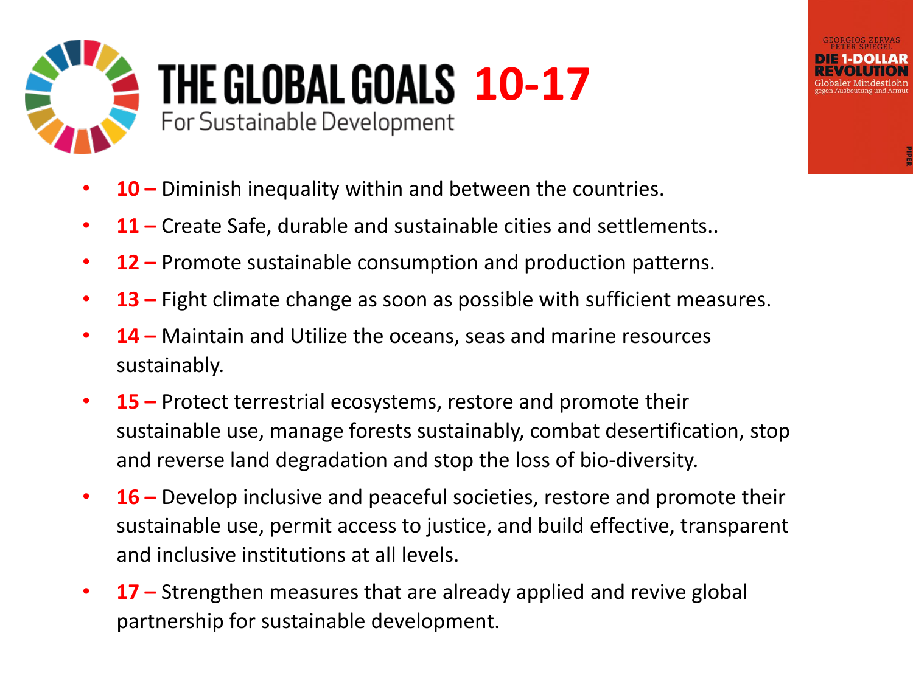# THE GLOBAL GOALS 10-17

For Sustainable Development

GEORGIOS ZERVAS
PETER SPIEGEL
DIE 1-DOLLAR REVOLUTION
Globaler Mindestlohn
gegen Ausbeutung und Armut

- **10 –** Diminish inequality within and between the countries.
- **11 –** Create Safe, durable and sustainable cities and settlements..
- **12 –** Promote sustainable consumption and production patterns.
- **13 –** Fight climate change as soon as possible with sufficient measures.
- **14 –** Maintain and Utilize the oceans, seas and marine resources sustainably.
- **15 –** Protect terrestrial ecosystems, restore and promote their sustainable use, manage forests sustainably, combat desertification, stop and reverse land degradation and stop the loss of bio-diversity.
- **16 –** Develop inclusive and peaceful societies, restore and promote their sustainable use, permit access to justice, and build effective, transparent and inclusive institutions at all levels.
- **17 –** Strengthen measures that are already applied and revive global partnership for sustainable development.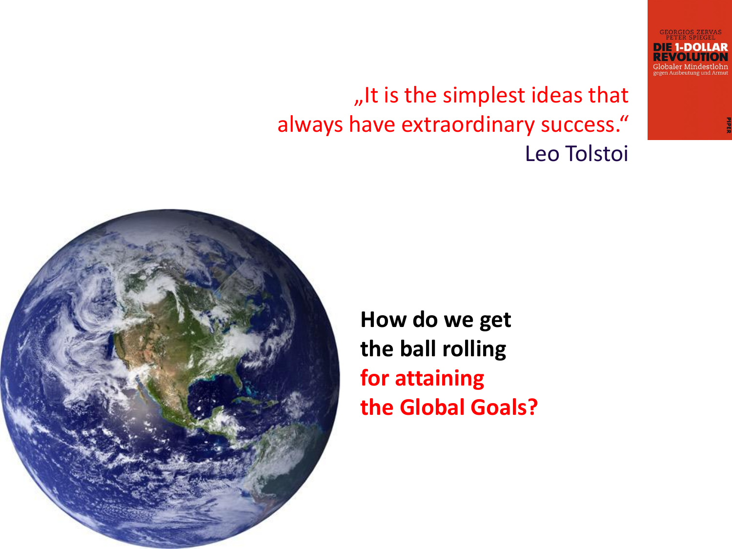GEORGIOS ZERVAS
PETER SPIEGEL
**DIE 1-DOLLAR REVOLUTION**
Globaler Mindestlohn
gegen Ausbeutung und Armut

„It is the simplest ideas that always have extraordinary success."
Leo Tolstoi

**How do we get the ball rolling for attaining the Global Goals?**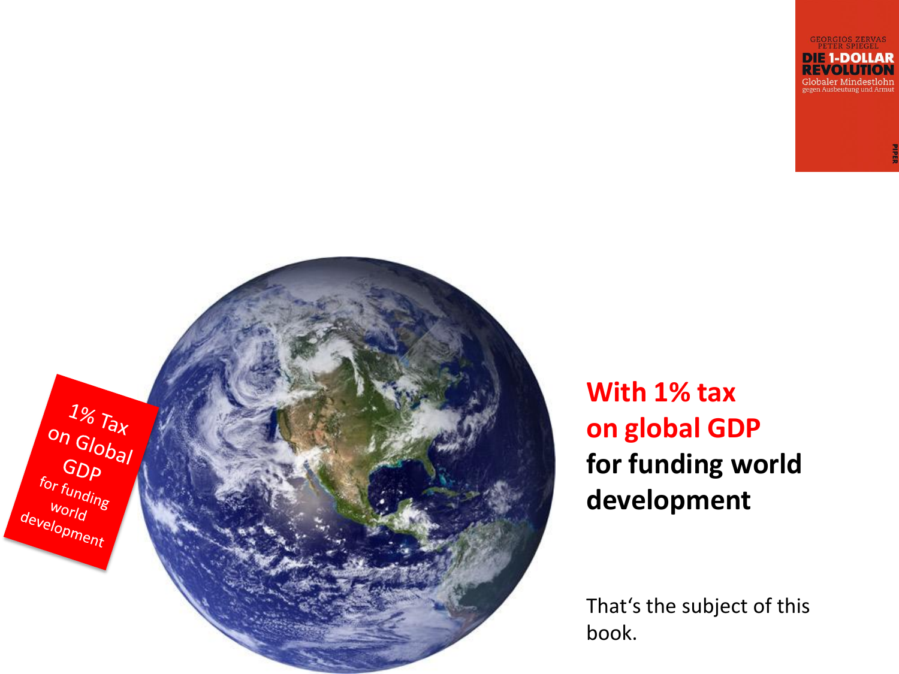GEORGIOS ZERVAS
PETER SPIEGEL
**DIE 1-DOLLAR REVOLUTION**
Globaler Mindestlohn
gegen Ausbeutung und Armut

PIPER

1% Tax on Global GDP for funding world development

**With 1% tax on global GDP for funding world development**

That‘s the subject of this book.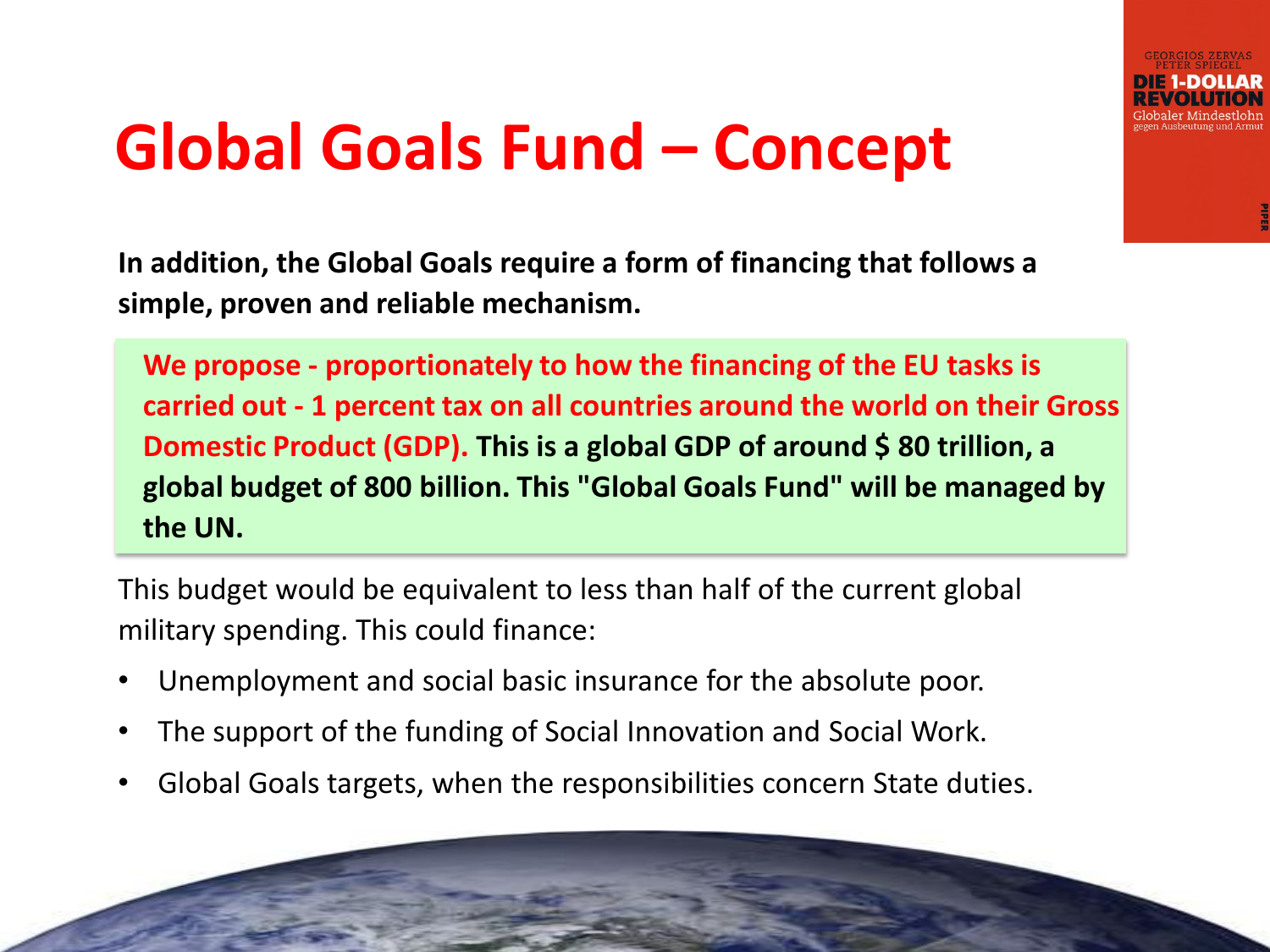# Global Goals Fund – Concept

**In addition, the Global Goals require a form of financing that follows a simple, proven and reliable mechanism.**

**We propose - proportionately to how the financing of the EU tasks is carried out - 1 percent tax on all countries around the world on their Gross Domestic Product (GDP). This is a global GDP of around $ 80 trillion, a global budget of 800 billion. This "Global Goals Fund" will be managed by the UN.**

This budget would be equivalent to less than half of the current global military spending. This could finance:

- Unemployment and social basic insurance for the absolute poor.
- The support of the funding of Social Innovation and Social Work.
- Global Goals targets, when the responsibilities concern State duties.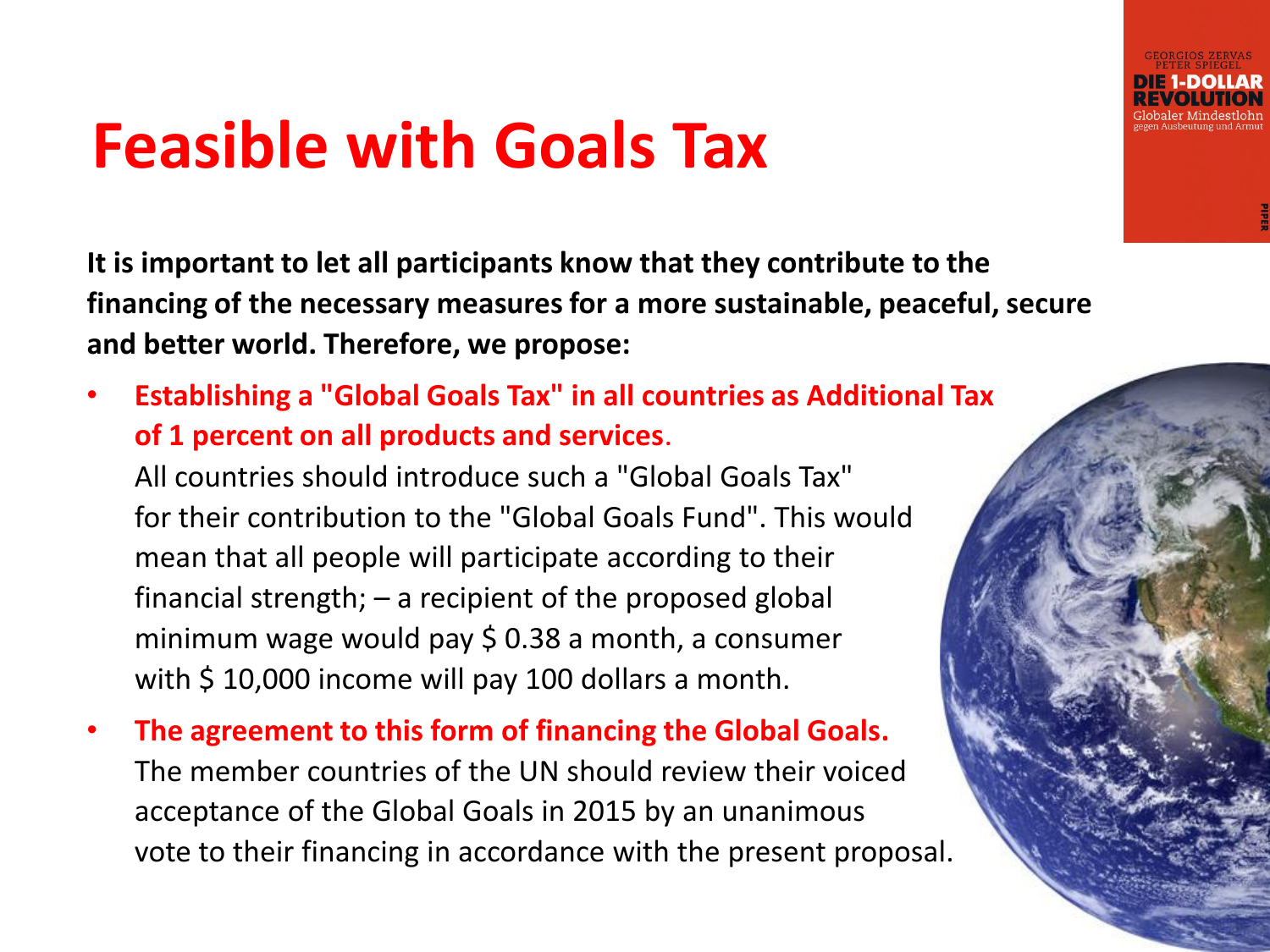# Feasible with Goals Tax

**It is important to let all participants know that they contribute to the financing of the necessary measures for a more sustainable, peaceful, secure and better world. Therefore, we propose:**

- **Establishing a "Global Goals Tax" in all countries as Additional Tax of 1 percent on all products and services.**
  All countries should introduce such a "Global Goals Tax" for their contribution to the "Global Goals Fund". This would mean that all people will participate according to their financial strength; – a recipient of the proposed global minimum wage would pay $ 0.38 a month, a consumer with $ 10,000 income will pay 100 dollars a month.
- **The agreement to this form of financing the Global Goals.**
  The member countries of the UN should review their voiced acceptance of the Global Goals in 2015 by an unanimous vote to their financing in accordance with the present proposal.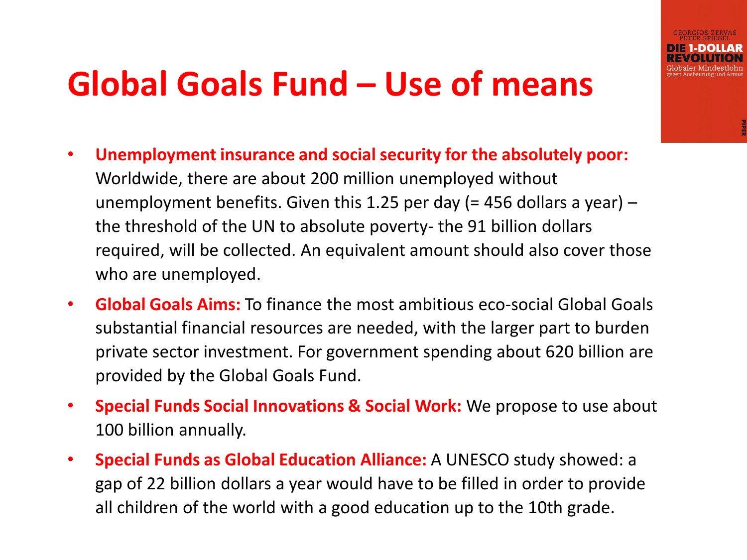# Global Goals Fund – Use of means

GEORGIOS ZERVAS
PETER SPIEGEL
DIE 1-DOLLAR REVOLUTION
Globaler Mindestlohn gegen Ausbeutung und Armut

- **Unemployment insurance and social security for the absolutely poor:** Worldwide, there are about 200 million unemployed without unemployment benefits. Given this 1.25 per day (= 456 dollars a year) – the threshold of the UN to absolute poverty- the 91 billion dollars required, will be collected. An equivalent amount should also cover those who are unemployed.
- **Global Goals Aims:** To finance the most ambitious eco-social Global Goals substantial financial resources are needed, with the larger part to burden private sector investment. For government spending about 620 billion are provided by the Global Goals Fund.
- **Special Funds Social Innovations & Social Work:** We propose to use about 100 billion annually.
- **Special Funds as Global Education Alliance:** A UNESCO study showed: a gap of 22 billion dollars a year would have to be filled in order to provide all children of the world with a good education up to the 10th grade.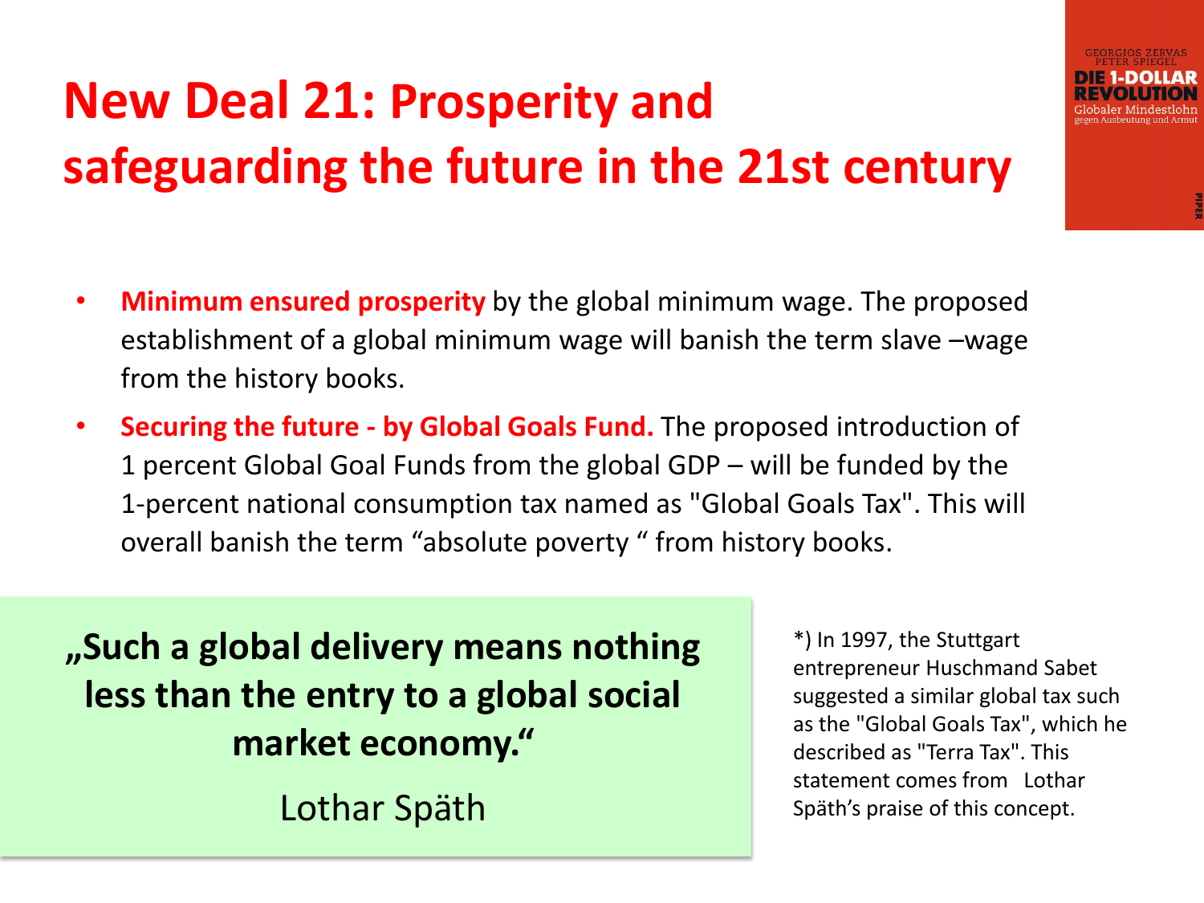# New Deal 21: Prosperity and safeguarding the future in the 21st century

GEORGIOS ZERVAS
PETER SPIEGEL
DIE 1-DOLLAR REVOLUTION
Globaler Mindestlohn
gegen Ausbeutung und Armut
PIPER

- **Minimum ensured prosperity** by the global minimum wage. The proposed establishment of a global minimum wage will banish the term slave –wage from the history books.
- **Securing the future - by Global Goals Fund.** The proposed introduction of 1 percent Global Goal Funds from the global GDP – will be funded by the 1-percent national consumption tax named as "Global Goals Tax". This will overall banish the term “absolute poverty “ from history books.

**„Such a global delivery means nothing less than the entry to a global social market economy.“**

Lothar Späth

*) In 1997, the Stuttgart entrepreneur Huschmand Sabet suggested a similar global tax such as the "Global Goals Tax", which he described as "Terra Tax". This statement comes from Lothar Späth’s praise of this concept.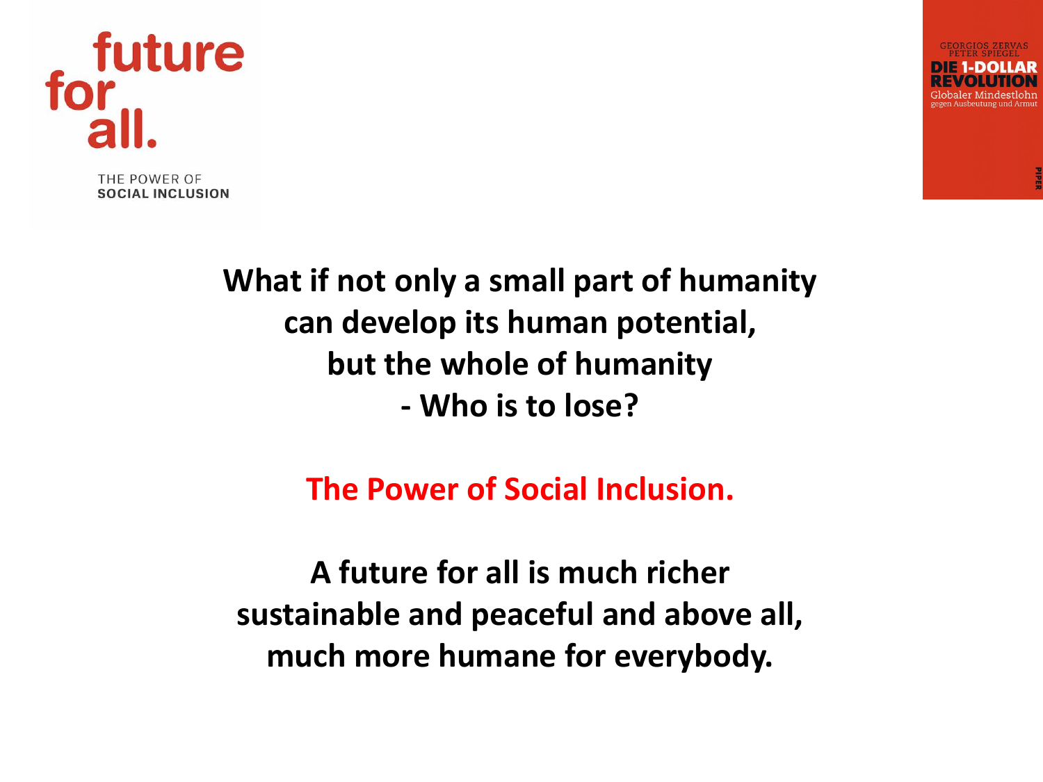future for all.

THE POWER OF **SOCIAL INCLUSION**

GEORGIOS ZERVAS
PETER SPIEGEL
**DIE 1-DOLLAR REVOLUTION**
Globaler Mindestlohn
gegen Ausbeutung und Armut

PIPER

**What if not only a small part of humanity can develop its human potential, but the whole of humanity - Who is to lose?**

**The Power of Social Inclusion.**

**A future for all is much richer sustainable and peaceful and above all, much more humane for everybody.**